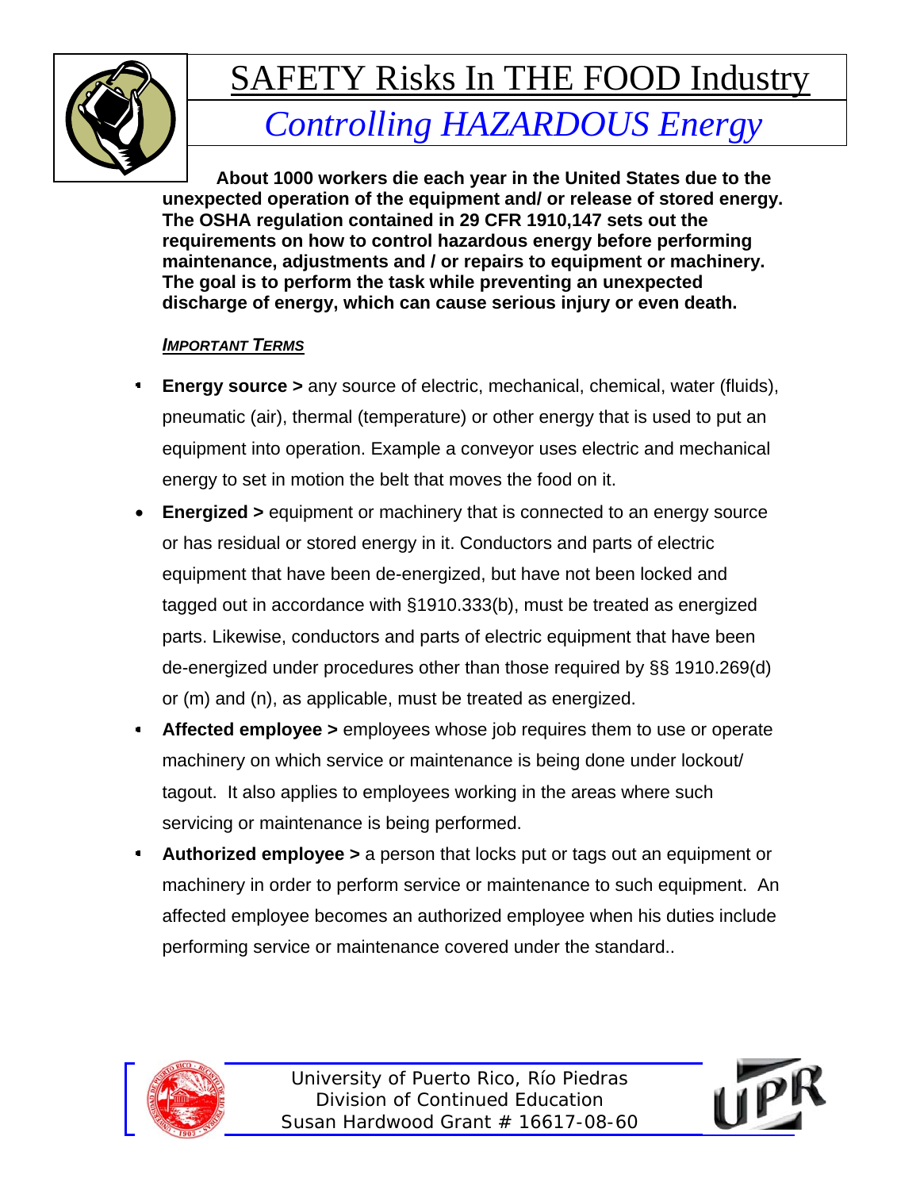# SAFETY Risks In THE FOOD Industry

## *Controlling HAZARDOUS Energy*

**About 1000 workers die each year in the United States due to the unexpected operation of the equipment and/ or release of stored energy. The OSHA regulation contained in 29 CFR 1910,147 sets out the requirements on how to control hazardous energy before performing maintenance, adjustments and / or repairs to equipment or machinery. The goal is to perform the task while preventing an unexpected discharge of energy, which can cause serious injury or even death.**

***IMPORTANT TERMS***

- **Energy source >** any source of electric, mechanical, chemical, water (fluids), pneumatic (air), thermal (temperature) or other energy that is used to put an equipment into operation. Example a conveyor uses electric and mechanical energy to set in motion the belt that moves the food on it.
- **Energized >** equipment or machinery that is connected to an energy source or has residual or stored energy in it. Conductors and parts of electric equipment that have been de-energized, but have not been locked and tagged out in accordance with §1910.333(b), must be treated as energized parts. Likewise, conductors and parts of electric equipment that have been de-energized under procedures other than those required by §§ 1910.269(d) or (m) and (n), as applicable, must be treated as energized.
- **Affected employee >** employees whose job requires them to use or operate machinery on which service or maintenance is being done under lockout/ tagout. It also applies to employees working in the areas where such servicing or maintenance is being performed.
- **Authorized employee >** a person that locks put or tags out an equipment or machinery in order to perform service or maintenance to such equipment. An affected employee becomes an authorized employee when his duties include performing service or maintenance covered under the standard..

University of Puerto Rico, Río Piedras
Division of Continued Education
Susan Hardwood Grant # 16617-08-60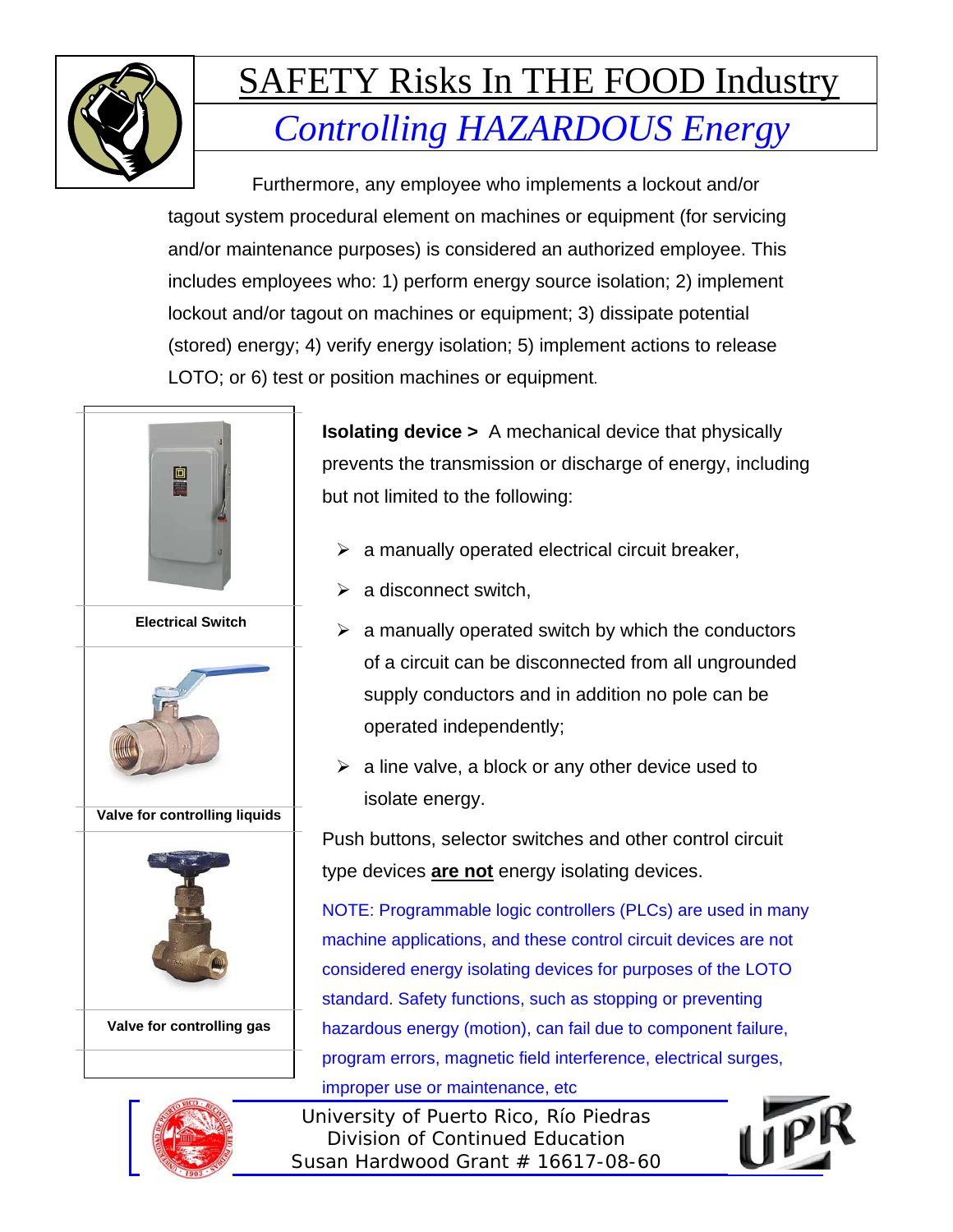# SAFETY Risks In THE FOOD Industry

## *Controlling HAZARDOUS Energy*

Furthermore, any employee who implements a lockout and/or tagout system procedural element on machines or equipment (for servicing and/or maintenance purposes) is considered an authorized employee. This includes employees who: 1) perform energy source isolation; 2) implement lockout and/or tagout on machines or equipment; 3) dissipate potential (stored) energy; 4) verify energy isolation; 5) implement actions to release LOTO; or 6) test or position machines or equipment.

**Electrical Switch**

**Valve for controlling liquids**

**Valve for controlling gas**

**Isolating device >** A mechanical device that physically prevents the transmission or discharge of energy, including but not limited to the following:

- a manually operated electrical circuit breaker,
- a disconnect switch,
- a manually operated switch by which the conductors of a circuit can be disconnected from all ungrounded supply conductors and in addition no pole can be operated independently;
- a line valve, a block or any other device used to isolate energy.

Push buttons, selector switches and other control circuit type devices **are not** energy isolating devices.

NOTE: Programmable logic controllers (PLCs) are used in many machine applications, and these control circuit devices are not considered energy isolating devices for purposes of the LOTO standard. Safety functions, such as stopping or preventing hazardous energy (motion), can fail due to component failure, program errors, magnetic field interference, electrical surges, improper use or maintenance, etc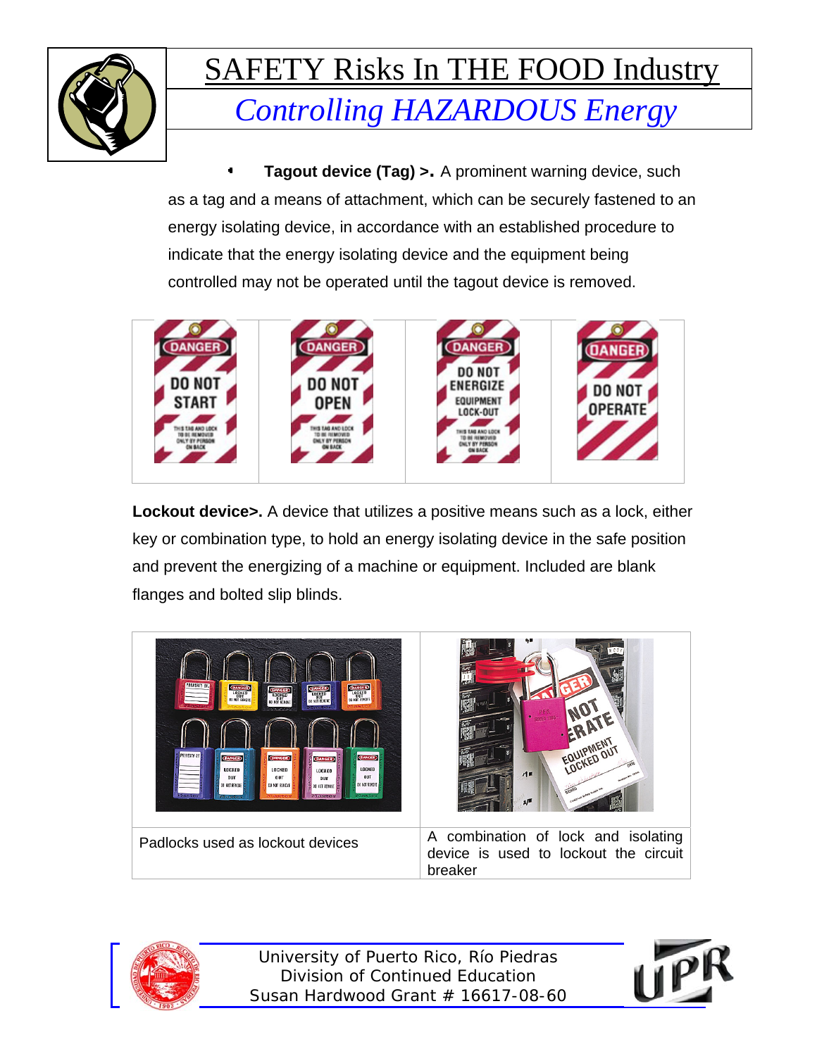- **Tagout device (Tag) >.** A prominent warning device, such as a tag and a means of attachment, which can be securely fastened to an energy isolating device, in accordance with an established procedure to indicate that the energy isolating device and the equipment being controlled may not be operated until the tagout device is removed.

**Lockout device>.** A device that utilizes a positive means such as a lock, either key or combination type, to hold an energy isolating device in the safe position and prevent the energizing of a machine or equipment. Included are blank flanges and bolted slip blinds.

| Padlocks used as lockout devices | A combination of lock and isolating device is used to lockout the circuit breaker |
|---|---|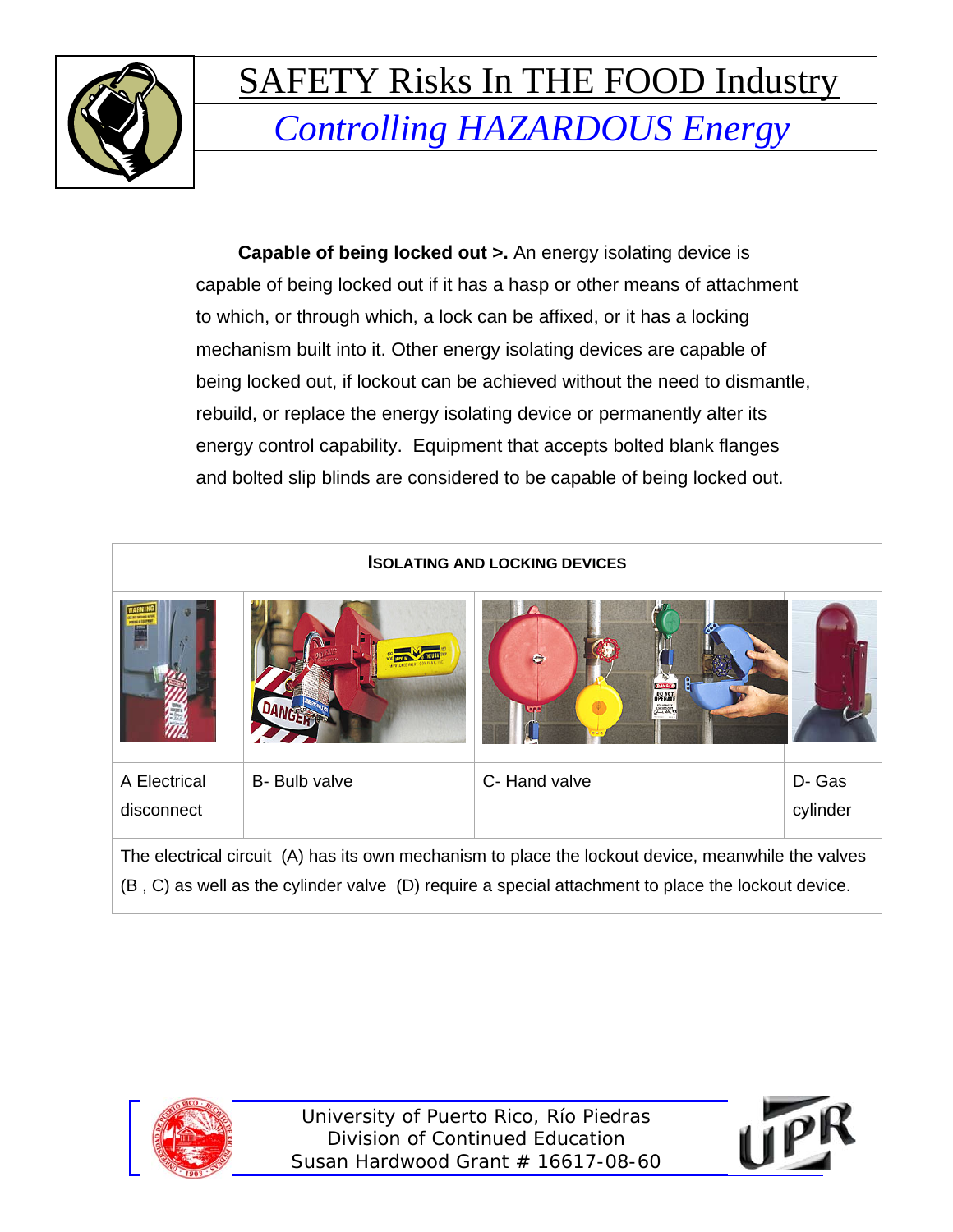**Capable of being locked out >.** An energy isolating device is capable of being locked out if it has a hasp or other means of attachment to which, or through which, a lock can be affixed, or it has a locking mechanism built into it. Other energy isolating devices are capable of being locked out, if lockout can be achieved without the need to dismantle, rebuild, or replace the energy isolating device or permanently alter its energy control capability. Equipment that accepts bolted blank flanges and bolted slip blinds are considered to be capable of being locked out.

| **ISOLATING AND LOCKING DEVICES** | | | |
|---|---|---|---|
| | | | |
| A Electrical disconnect | B- Bulb valve | C- Hand valve | D- Gas cylinder |
| The electrical circuit (A) has its own mechanism to place the lockout device, meanwhile the valves (B , C) as well as the cylinder valve (D) require a special attachment to place the lockout device. | | | |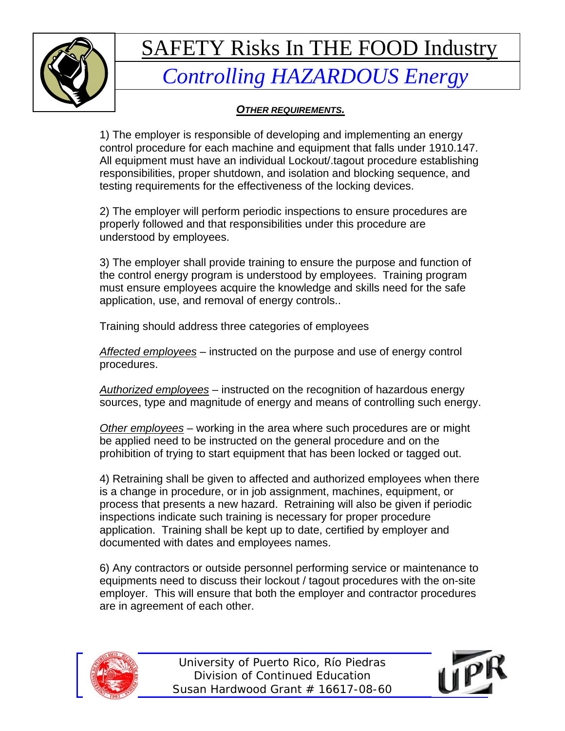# SAFETY Risks In THE FOOD Industry

## *Controlling HAZARDOUS Energy*

***OTHER REQUIREMENTS.***

1) The employer is responsible of developing and implementing an energy control procedure for each machine and equipment that falls under 1910.147. All equipment must have an individual Lockout/.tagout procedure establishing responsibilities, proper shutdown, and isolation and blocking sequence, and testing requirements for the effectiveness of the locking devices.

2) The employer will perform periodic inspections to ensure procedures are properly followed and that responsibilities under this procedure are understood by employees.

3) The employer shall provide training to ensure the purpose and function of the control energy program is understood by employees. Training program must ensure employees acquire the knowledge and skills need for the safe application, use, and removal of energy controls..

Training should address three categories of employees

*Affected employees* – instructed on the purpose and use of energy control procedures.

*Authorized employees* – instructed on the recognition of hazardous energy sources, type and magnitude of energy and means of controlling such energy.

*Other employees* – working in the area where such procedures are or might be applied need to be instructed on the general procedure and on the prohibition of trying to start equipment that has been locked or tagged out.

4) Retraining shall be given to affected and authorized employees when there is a change in procedure, or in job assignment, machines, equipment, or process that presents a new hazard. Retraining will also be given if periodic inspections indicate such training is necessary for proper procedure application. Training shall be kept up to date, certified by employer and documented with dates and employees names.

6) Any contractors or outside personnel performing service or maintenance to equipments need to discuss their lockout / tagout procedures with the on-site employer. This will ensure that both the employer and contractor procedures are in agreement of each other.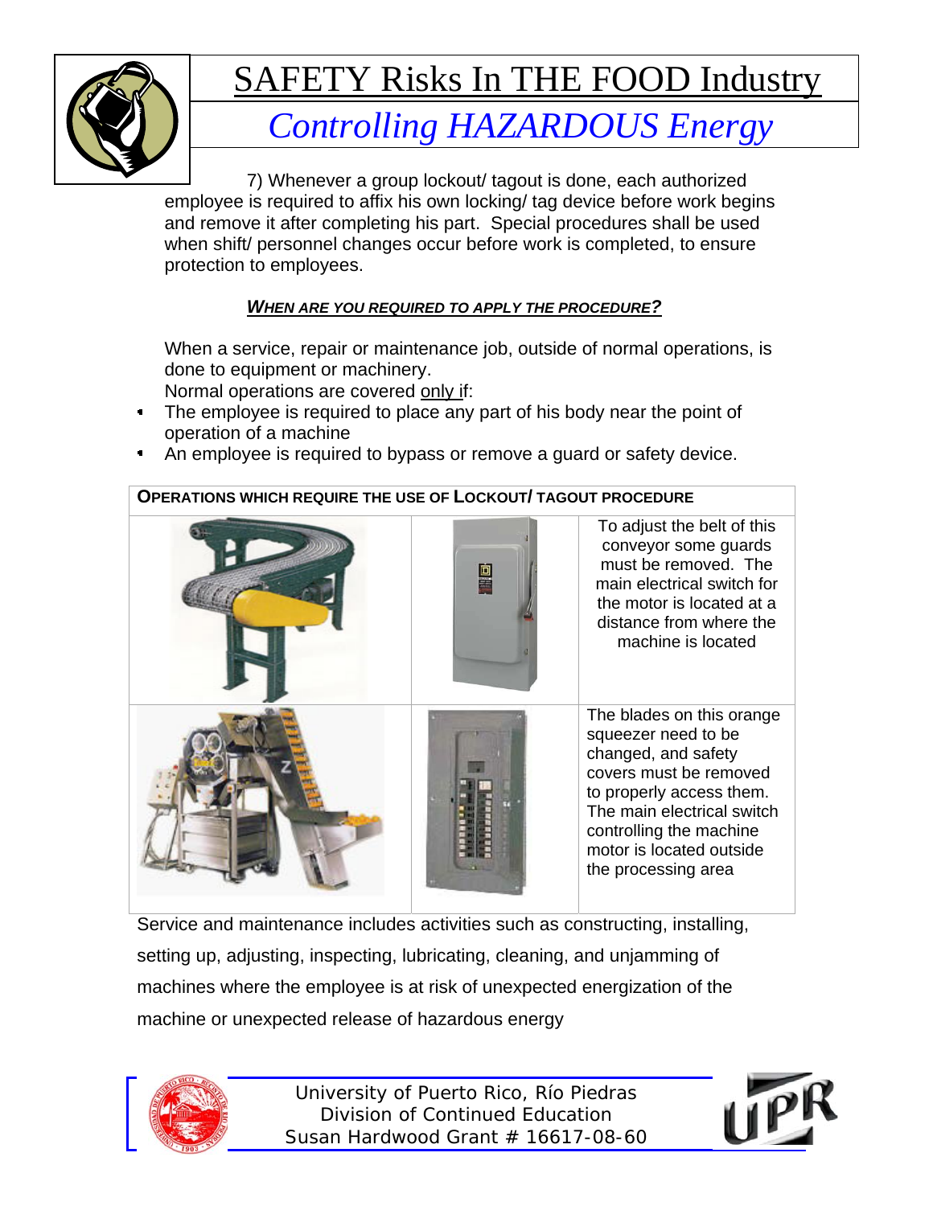# SAFETY Risks In THE FOOD Industry

## *Controlling HAZARDOUS Energy*

7) Whenever a group lockout/ tagout is done, each authorized employee is required to affix his own locking/ tag device before work begins and remove it after completing his part. Special procedures shall be used when shift/ personnel changes occur before work is completed, to ensure protection to employees.

### ***WHEN ARE YOU REQUIRED TO APPLY THE PROCEDURE?***

When a service, repair or maintenance job, outside of normal operations, is done to equipment or machinery.

Normal operations are covered only if:

- The employee is required to place any part of his body near the point of operation of a machine
- An employee is required to bypass or remove a guard or safety device.

| **OPERATIONS WHICH REQUIRE THE USE OF LOCKOUT/ TAGOUT PROCEDURE** | | |
|---|---|---|
| | | To adjust the belt of this conveyor some guards must be removed. The main electrical switch for the motor is located at a distance from where the machine is located |
| | | The blades on this orange squeezer need to be changed, and safety covers must be removed to properly access them. The main electrical switch controlling the machine motor is located outside the processing area |

Service and maintenance includes activities such as constructing, installing, setting up, adjusting, inspecting, lubricating, cleaning, and unjamming of machines where the employee is at risk of unexpected energization of the machine or unexpected release of hazardous energy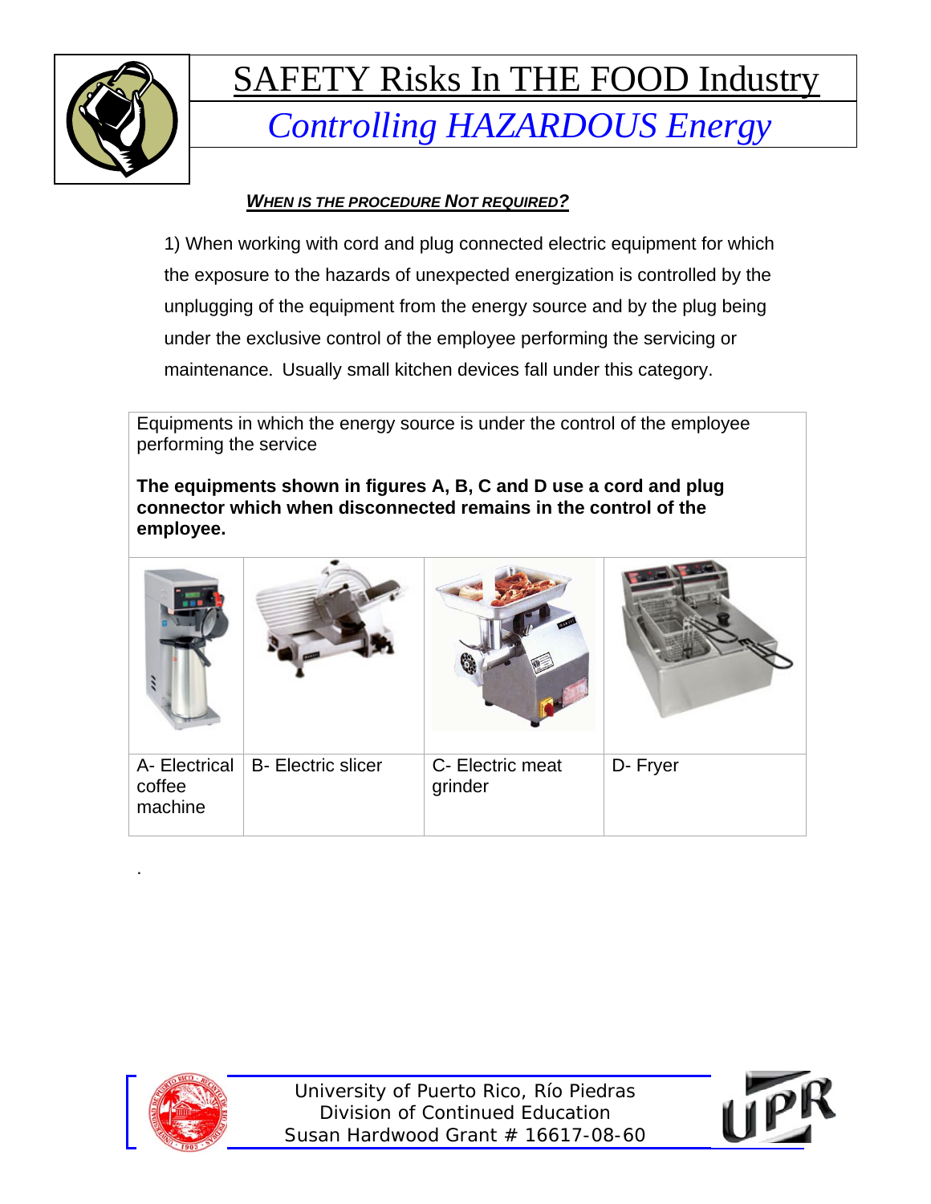# SAFETY Risks In THE FOOD Industry

## *Controlling HAZARDOUS Energy*

***WHEN IS THE PROCEDURE NOT REQUIRED?***

1) When working with cord and plug connected electric equipment for which the exposure to the hazards of unexpected energization is controlled by the unplugging of the equipment from the energy source and by the plug being under the exclusive control of the employee performing the servicing or maintenance. Usually small kitchen devices fall under this category.

| Equipments in which the energy source is under the control of the employee performing the service<br><br>**The equipments shown in figures A, B, C and D use a cord and plug connector which when disconnected remains in the control of the employee.** | | | |
|---|---|---|---|
| | | | |
| A- Electrical coffee machine | B- Electric slicer | C- Electric meat grinder | D- Fryer |

.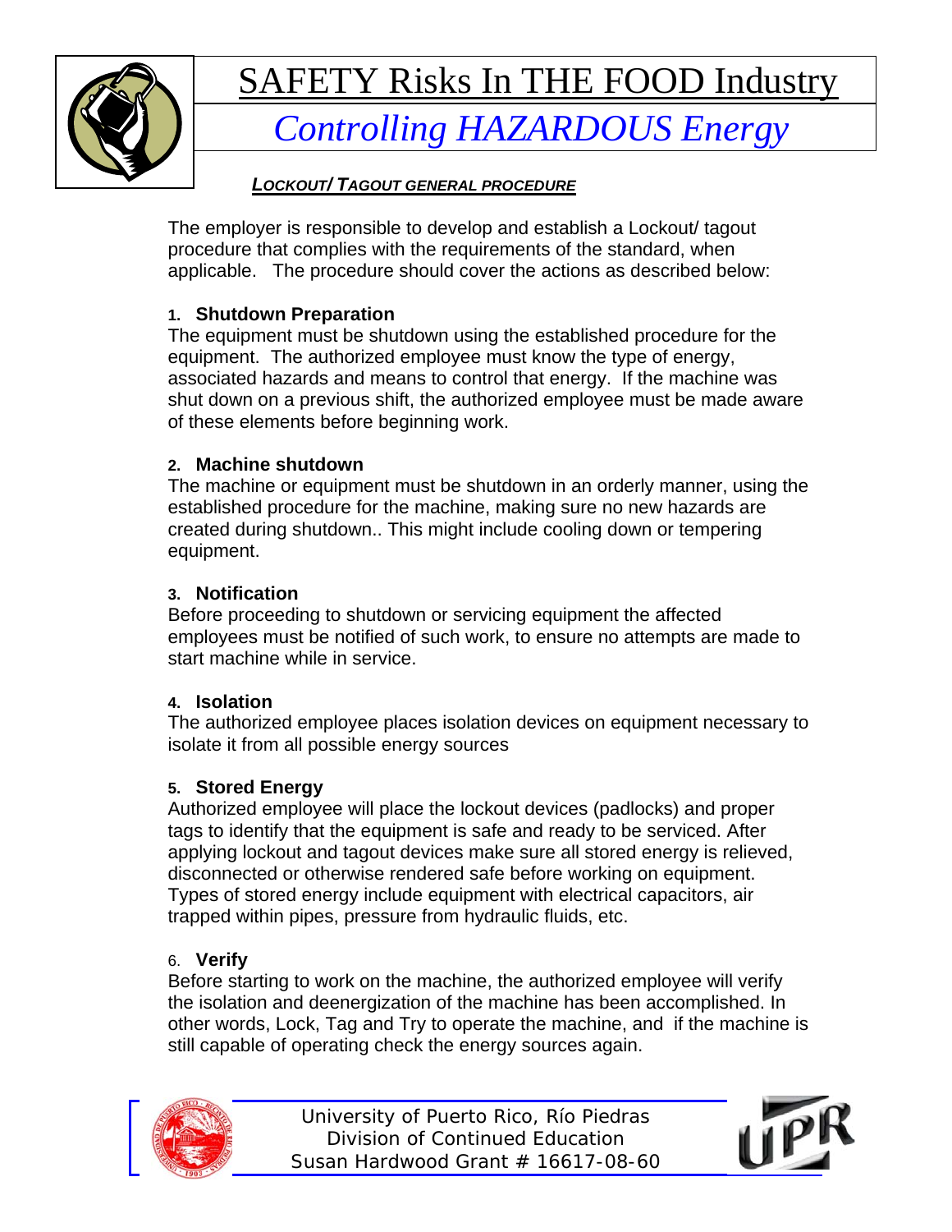# SAFETY Risks In THE FOOD Industry

## *Controlling HAZARDOUS Energy*

***LOCKOUT/ TAGOUT GENERAL PROCEDURE***

The employer is responsible to develop and establish a Lockout/ tagout procedure that complies with the requirements of the standard, when applicable. The procedure should cover the actions as described below:

1. **Shutdown Preparation**
The equipment must be shutdown using the established procedure for the equipment. The authorized employee must know the type of energy, associated hazards and means to control that energy. If the machine was shut down on a previous shift, the authorized employee must be made aware of these elements before beginning work.

2. **Machine shutdown**
The machine or equipment must be shutdown in an orderly manner, using the established procedure for the machine, making sure no new hazards are created during shutdown.. This might include cooling down or tempering equipment.

3. **Notification**
Before proceeding to shutdown or servicing equipment the affected employees must be notified of such work, to ensure no attempts are made to start machine while in service.

4. **Isolation**
The authorized employee places isolation devices on equipment necessary to isolate it from all possible energy sources

5. **Stored Energy**
Authorized employee will place the lockout devices (padlocks) and proper tags to identify that the equipment is safe and ready to be serviced. After applying lockout and tagout devices make sure all stored energy is relieved, disconnected or otherwise rendered safe before working on equipment. Types of stored energy include equipment with electrical capacitors, air trapped within pipes, pressure from hydraulic fluids, etc.

6. **Verify**
Before starting to work on the machine, the authorized employee will verify the isolation and deenergization of the machine has been accomplished. In other words, Lock, Tag and Try to operate the machine, and if the machine is still capable of operating check the energy sources again.

University of Puerto Rico, Río Piedras
Division of Continued Education
Susan Hardwood Grant # 16617-08-60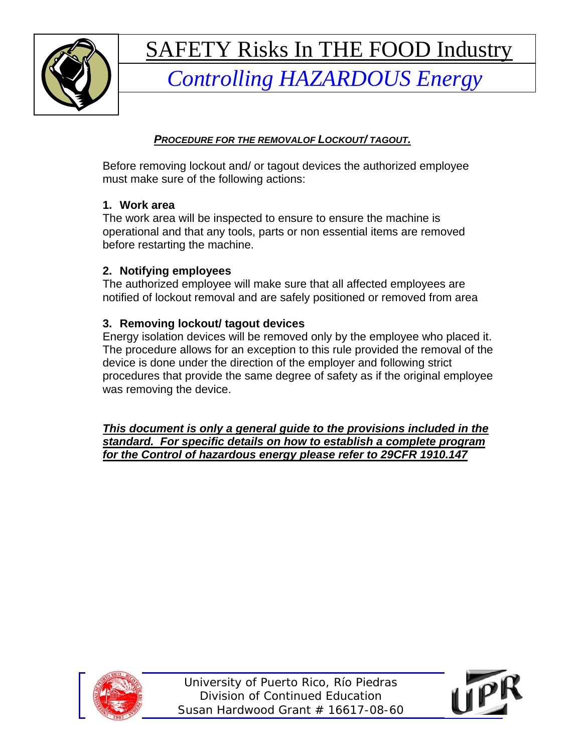# SAFETY Risks In THE FOOD Industry

## *Controlling HAZARDOUS Energy*

***PROCEDURE FOR THE REMOVALOF LOCKOUT/ TAGOUT.***

Before removing lockout and/ or tagout devices the authorized employee must make sure of the following actions:

**1. Work area**

The work area will be inspected to ensure to ensure the machine is operational and that any tools, parts or non essential items are removed before restarting the machine.

**2. Notifying employees**

The authorized employee will make sure that all affected employees are notified of lockout removal and are safely positioned or removed from area

**3. Removing lockout/ tagout devices**

Energy isolation devices will be removed only by the employee who placed it. The procedure allows for an exception to this rule provided the removal of the device is done under the direction of the employer and following strict procedures that provide the same degree of safety as if the original employee was removing the device.

***This document is only a general guide to the provisions included in the standard. For specific details on how to establish a complete program for the Control of hazardous energy please refer to 29CFR 1910.147***

University of Puerto Rico, Río Piedras
Division of Continued Education
Susan Hardwood Grant # 16617-08-60